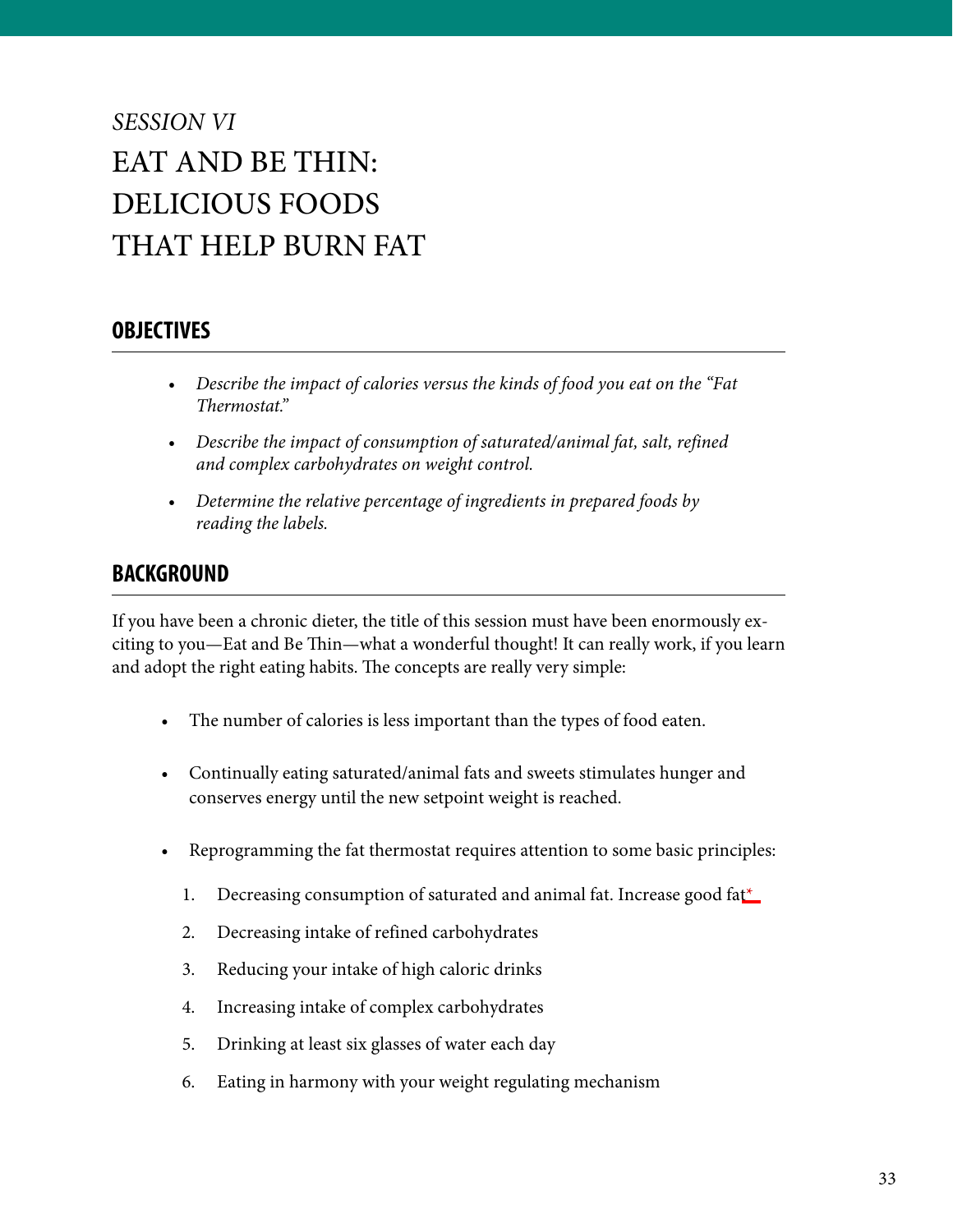*SESSION VI*

# EAT AND BE THIN: DELICIOUS FOODS THAT HELP BURN FAT

## OBJECTIVES

- *Describe the impact of calories versus the kinds of food you eat on the "Fat Thermostat."*
- *Describe the impact of consumption of saturated/animal fat, salt, refined and complex carbohydrates on weight control.*
- *Determine the relative percentage of ingredients in prepared foods by reading the labels.*

## BACKGROUND

If you have been a chronic dieter, the title of this session must have been enormously exciting to you—Eat and Be Thin—what a wonderful thought! It can really work, if you learn and adopt the right eating habits. The concepts are really very simple:

- The number of calories is less important than the types of food eaten.
- Continually eating saturated/animal fats and sweets stimulates hunger and conserves energy until the new setpoint weight is reached.
- Reprogramming the fat thermostat requires attention to some basic principles:
  1. Decreasing consumption of saturated and animal fat. Increase good fat*
  2. Decreasing intake of refined carbohydrates
  3. Reducing your intake of high caloric drinks
  4. Increasing intake of complex carbohydrates
  5. Drinking at least six glasses of water each day
  6. Eating in harmony with your weight regulating mechanism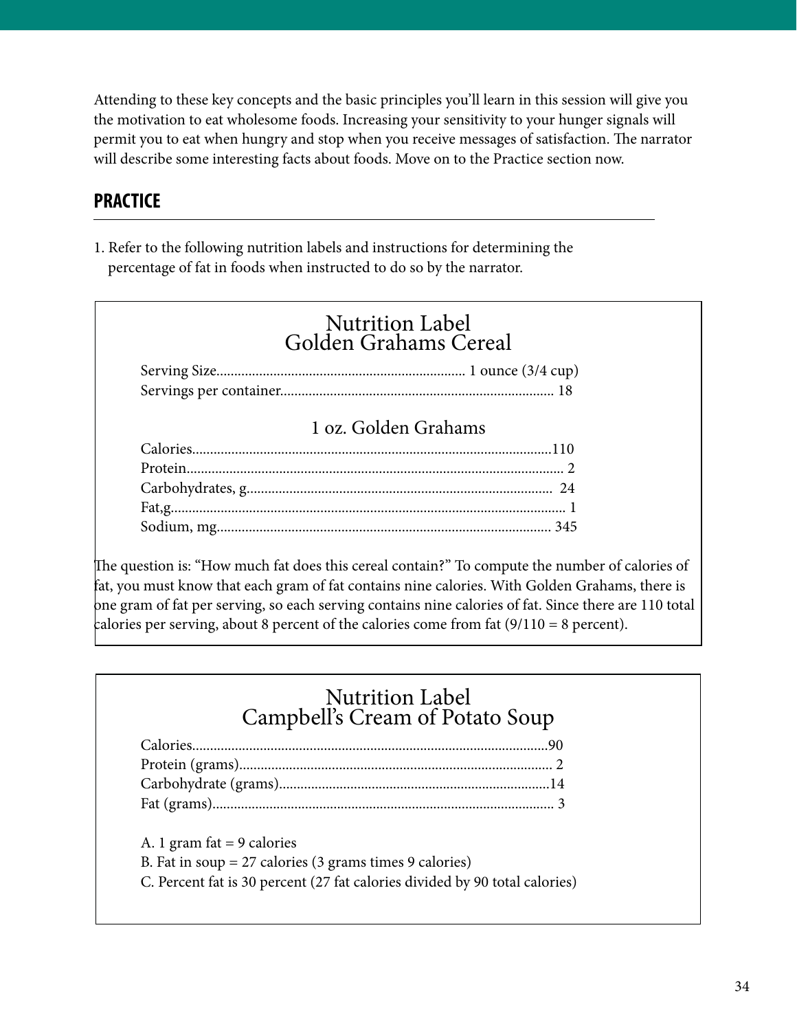Attending to these key concepts and the basic principles you'll learn in this session will give you the motivation to eat wholesome foods. Increasing your sensitivity to your hunger signals will permit you to eat when hungry and stop when you receive messages of satisfaction. The narrator will describe some interesting facts about foods. Move on to the Practice section now.

## PRACTICE

1. Refer to the following nutrition labels and instructions for determining the percentage of fat in foods when instructed to do so by the narrator.

### Nutrition Label
### Golden Grahams Cereal

| | |
|---|---|
| Serving Size | 1 ounce (3/4 cup) |
| Servings per container | 18 |

**1 oz. Golden Grahams**

| | |
|---|---|
| Calories | 110 |
| Protein | 2 |
| Carbohydrates, g | 24 |
| Fat,g | 1 |
| Sodium, mg | 345 |

The question is: "How much fat does this cereal contain?" To compute the number of calories of fat, you must know that each gram of fat contains nine calories. With Golden Grahams, there is one gram of fat per serving, so each serving contains nine calories of fat. Since there are 110 total calories per serving, about 8 percent of the calories come from fat (9/110 = 8 percent).

### Nutrition Label
### Campbell's Cream of Potato Soup

| | |
|---|---|
| Calories | 90 |
| Protein (grams) | 2 |
| Carbohydrate (grams) | 14 |
| Fat (grams) | 3 |

A. 1 gram fat = 9 calories

B. Fat in soup = 27 calories (3 grams times 9 calories)

C. Percent fat is 30 percent (27 fat calories divided by 90 total calories)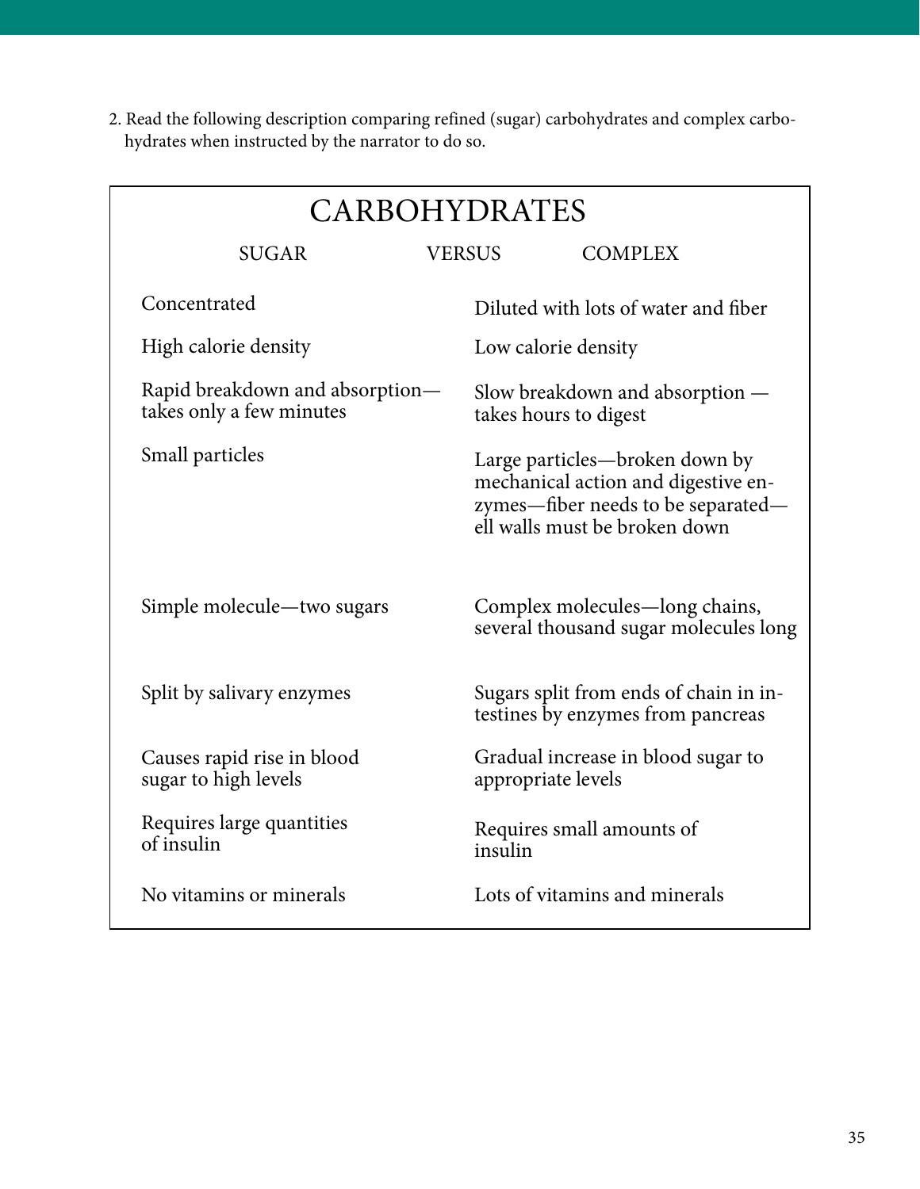2. Read the following description comparing refined (sugar) carbohydrates and complex carbohydrates when instructed by the narrator to do so.

# CARBOHYDRATES

| SUGAR | VERSUS COMPLEX |
|---|---|
| Concentrated | Diluted with lots of water and fiber |
| High calorie density | Low calorie density |
| Rapid breakdown and absorption—takes only a few minutes | Slow breakdown and absorption — takes hours to digest |
| Small particles | Large particles—broken down by mechanical action and digestive enzymes—fiber needs to be separated—ell walls must be broken down |
| Simple molecule—two sugars | Complex molecules—long chains, several thousand sugar molecules long |
| Split by salivary enzymes | Sugars split from ends of chain in intestines by enzymes from pancreas |
| Causes rapid rise in blood sugar to high levels | Gradual increase in blood sugar to appropriate levels |
| Requires large quantities of insulin | Requires small amounts of insulin |
| No vitamins or minerals | Lots of vitamins and minerals |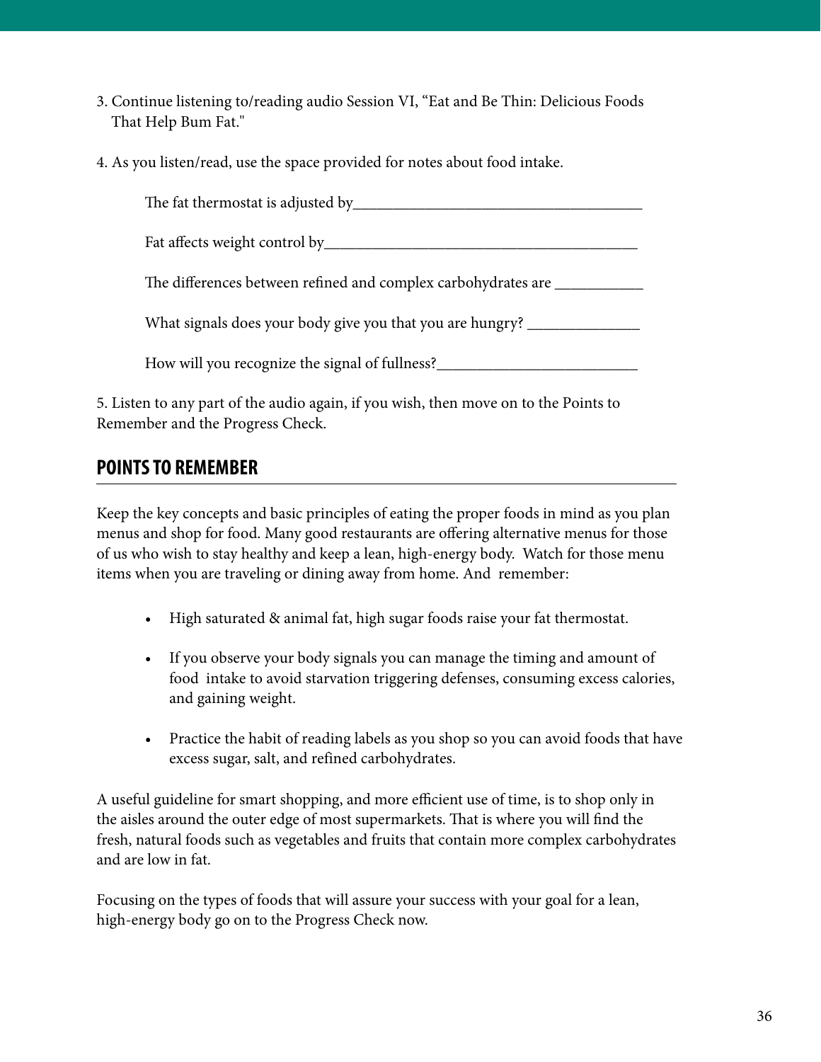3. Continue listening to/reading audio Session VI, "Eat and Be Thin: Delicious Foods That Help Bum Fat."

4. As you listen/read, use the space provided for notes about food intake.

   The fat thermostat is adjusted by______________________________________

   Fat affects weight control by_________________________________________

   The differences between refined and complex carbohydrates are ___________

   What signals does your body give you that you are hungry? ______________

   How will you recognize the signal of fullness?__________________________

5. Listen to any part of the audio again, if you wish, then move on to the Points to Remember and the Progress Check.

## POINTS TO REMEMBER

Keep the key concepts and basic principles of eating the proper foods in mind as you plan menus and shop for food. Many good restaurants are offering alternative menus for those of us who wish to stay healthy and keep a lean, high-energy body. Watch for those menu items when you are traveling or dining away from home. And remember:

- High saturated & animal fat, high sugar foods raise your fat thermostat.
- If you observe your body signals you can manage the timing and amount of food intake to avoid starvation triggering defenses, consuming excess calories, and gaining weight.
- Practice the habit of reading labels as you shop so you can avoid foods that have excess sugar, salt, and refined carbohydrates.

A useful guideline for smart shopping, and more efficient use of time, is to shop only in the aisles around the outer edge of most supermarkets. That is where you will find the fresh, natural foods such as vegetables and fruits that contain more complex carbohydrates and are low in fat.

Focusing on the types of foods that will assure your success with your goal for a lean, high-energy body go on to the Progress Check now.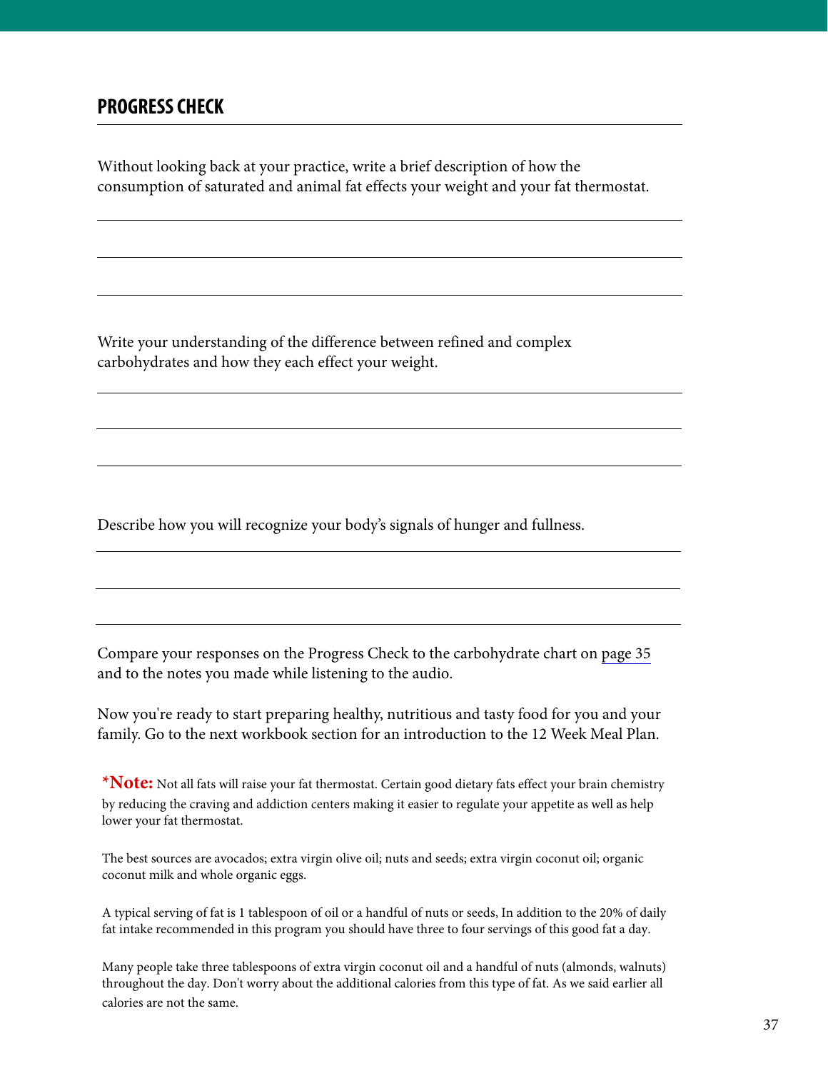## PROGRESS CHECK

Without looking back at your practice, write a brief description of how the consumption of saturated and animal fat effects your weight and your fat thermostat.

Write your understanding of the difference between refined and complex carbohydrates and how they each effect your weight.

Describe how you will recognize your body's signals of hunger and fullness.

Compare your responses on the Progress Check to the carbohydrate chart on page 35 and to the notes you made while listening to the audio.

Now you're ready to start preparing healthy, nutritious and tasty food for you and your family. Go to the next workbook section for an introduction to the 12 Week Meal Plan.

***Note:** Not all fats will raise your fat thermostat. Certain good dietary fats effect your brain chemistry by reducing the craving and addiction centers making it easier to regulate your appetite as well as help lower your fat thermostat.

The best sources are avocados; extra virgin olive oil; nuts and seeds; extra virgin coconut oil; organic coconut milk and whole organic eggs.

A typical serving of fat is 1 tablespoon of oil or a handful of nuts or seeds, In addition to the 20% of daily fat intake recommended in this program you should have three to four servings of this good fat a day.

Many people take three tablespoons of extra virgin coconut oil and a handful of nuts (almonds, walnuts) throughout the day. Don't worry about the additional calories from this type of fat. As we said earlier all calories are not the same.